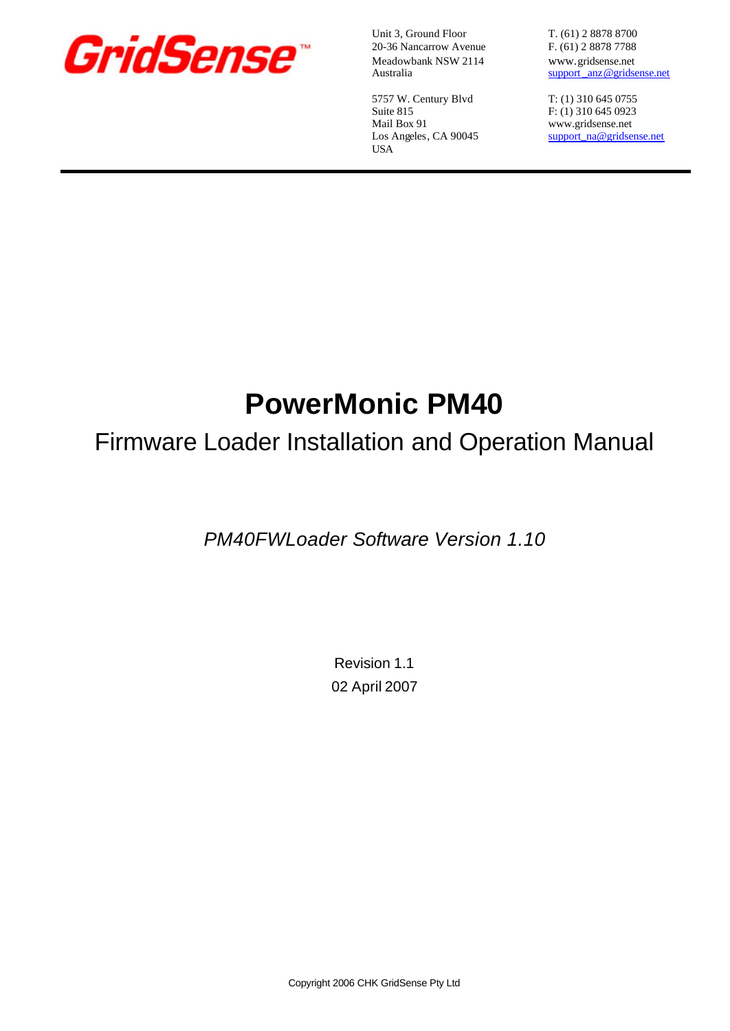GridSense™

Unit 3, Ground Floor
20-36 Nancarrow Avenue
Meadowbank NSW 2114
Australia

T. (61) 2 8878 8700
F. (61) 2 8878 7788
www.gridsense.net
support_anz@gridsense.net

5757 W. Century Blvd
Suite 815
Mail Box 91
Los Angeles, CA 90045
USA

T: (1) 310 645 0755
F: (1) 310 645 0923
www.gridsense.net
support_na@gridsense.net

---

# PowerMonic PM40

## Firmware Loader Installation and Operation Manual

*PM40FWLoader Software Version 1.10*

Revision 1.1

02 April 2007

Copyright 2006 CHK GridSense Pty Ltd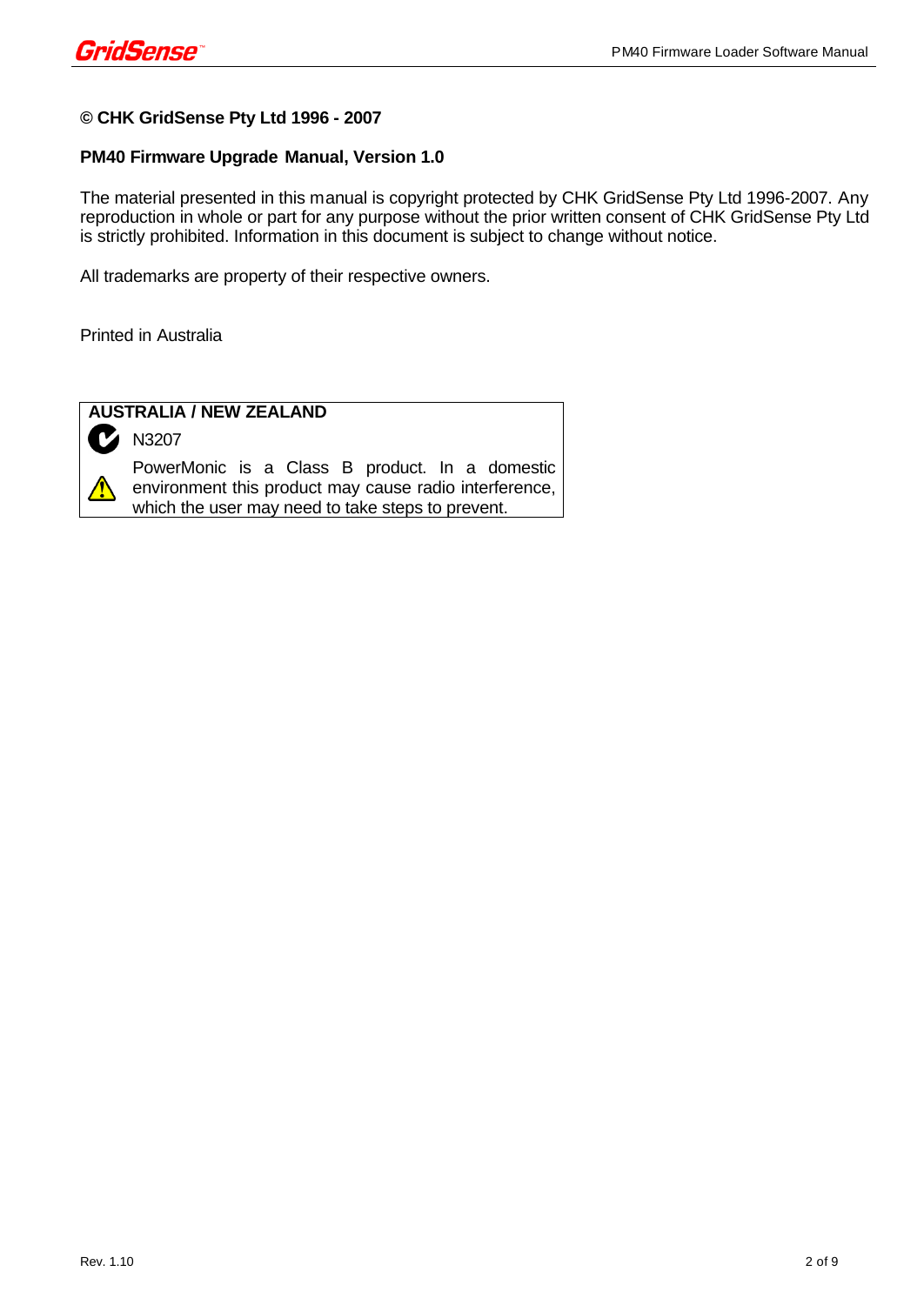**© CHK GridSense Pty Ltd 1996 - 2007**

**PM40 Firmware Upgrade Manual, Version 1.0**

The material presented in this manual is copyright protected by CHK GridSense Pty Ltd 1996-2007. Any reproduction in whole or part for any purpose without the prior written consent of CHK GridSense Pty Ltd is strictly prohibited. Information in this document is subject to change without notice.

All trademarks are property of their respective owners.

Printed in Australia

**AUSTRALIA / NEW ZEALAND**

N3207

PowerMonic is a Class B product. In a domestic environment this product may cause radio interference, which the user may need to take steps to prevent.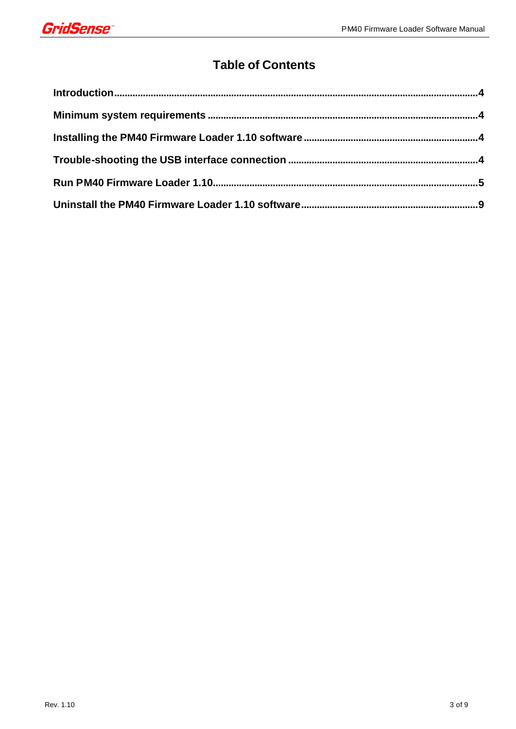# Table of Contents

**Introduction** .......... **4**

**Minimum system requirements** .......... **4**

**Installing the PM40 Firmware Loader 1.10 software** .......... **4**

**Trouble-shooting the USB interface connection** .......... **4**

**Run PM40 Firmware Loader 1.10** .......... **5**

**Uninstall the PM40 Firmware Loader 1.10 software** .......... **9**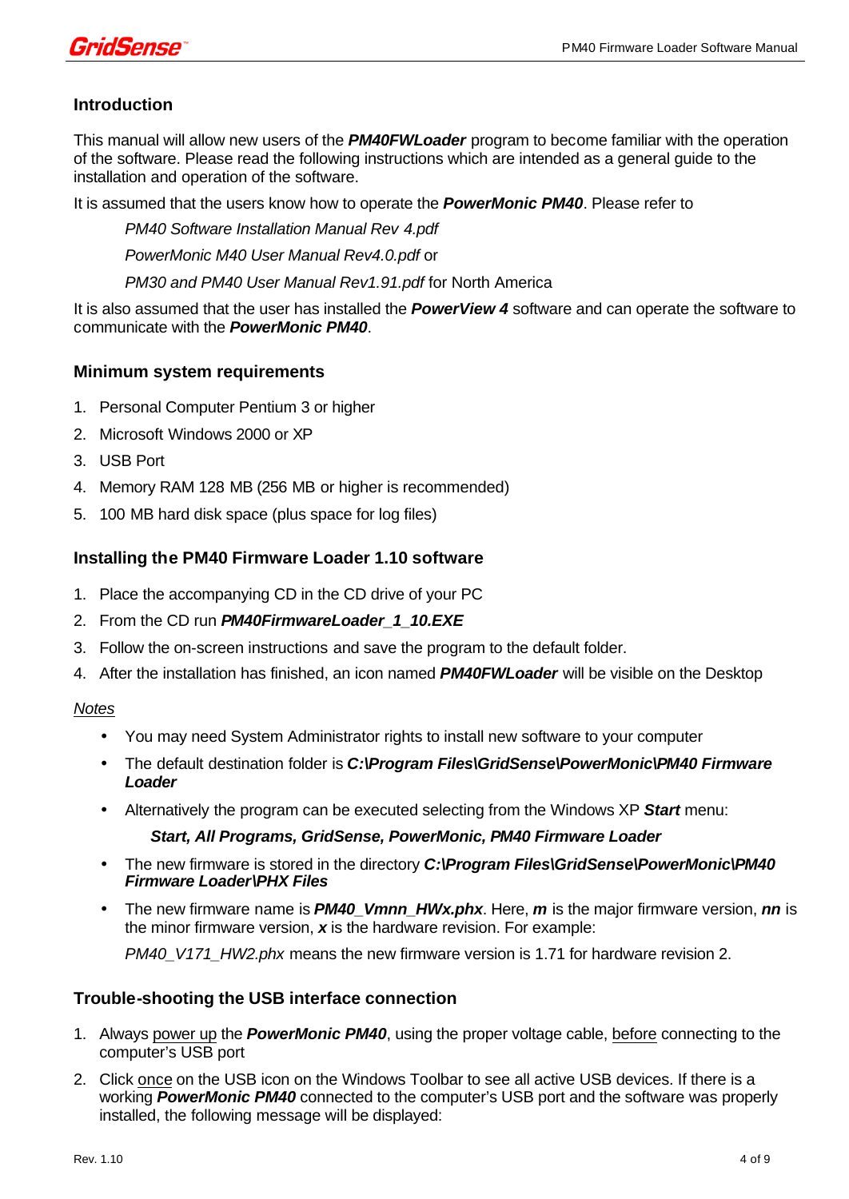## Introduction

This manual will allow new users of the ***PM40FWLoader*** program to become familiar with the operation of the software. Please read the following instructions which are intended as a general guide to the installation and operation of the software.

It is assumed that the users know how to operate the ***PowerMonic PM40***. Please refer to

*PM40 Software Installation Manual Rev 4.pdf*

*PowerMonic M40 User Manual Rev4.0.pdf* or

*PM30 and PM40 User Manual Rev1.91.pdf* for North America

It is also assumed that the user has installed the ***PowerView 4*** software and can operate the software to communicate with the ***PowerMonic PM40***.

## Minimum system requirements

1. Personal Computer Pentium 3 or higher
2. Microsoft Windows 2000 or XP
3. USB Port
4. Memory RAM 128 MB (256 MB or higher is recommended)
5. 100 MB hard disk space (plus space for log files)

## Installing the PM40 Firmware Loader 1.10 software

1. Place the accompanying CD in the CD drive of your PC
2. From the CD run ***PM40FirmwareLoader_1_10.EXE***
3. Follow the on-screen instructions and save the program to the default folder.
4. After the installation has finished, an icon named ***PM40FWLoader*** will be visible on the Desktop

<u>*Notes*</u>

- You may need System Administrator rights to install new software to your computer
- The default destination folder is ***C:\Program Files\GridSense\PowerMonic\PM40 Firmware Loader***
- Alternatively the program can be executed selecting from the Windows XP ***Start*** menu:

  ***Start, All Programs, GridSense, PowerMonic, PM40 Firmware Loader***
- The new firmware is stored in the directory ***C:\Program Files\GridSense\PowerMonic\PM40 Firmware Loader\PHX Files***
- The new firmware name is ***PM40_Vmnn_HWx.phx***. Here, ***m*** is the major firmware version, ***nn*** is the minor firmware version, ***x*** is the hardware revision. For example:

  *PM40_V171_HW2.phx* means the new firmware version is 1.71 for hardware revision 2.

## Trouble-shooting the USB interface connection

1. Always <u>power up</u> the ***PowerMonic PM40***, using the proper voltage cable, <u>before</u> connecting to the computer's USB port
2. Click <u>once</u> on the USB icon on the Windows Toolbar to see all active USB devices. If there is a working ***PowerMonic PM40*** connected to the computer's USB port and the software was properly installed, the following message will be displayed: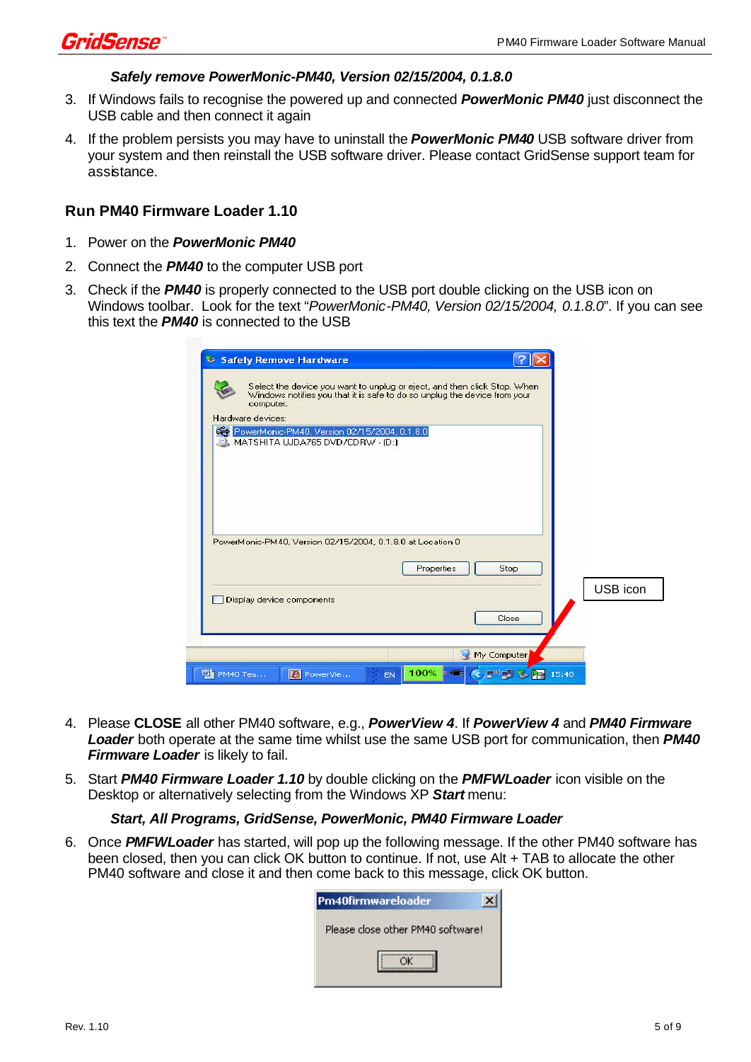***Safely remove PowerMonic-PM40, Version 02/15/2004, 0.1.8.0***

3. If Windows fails to recognise the powered up and connected ***PowerMonic PM40*** just disconnect the USB cable and then connect it again
4. If the problem persists you may have to uninstall the ***PowerMonic PM40*** USB software driver from your system and then reinstall the USB software driver. Please contact GridSense support team for assistance.

### Run PM40 Firmware Loader 1.10

1. Power on the ***PowerMonic PM40***
2. Connect the ***PM40*** to the computer USB port
3. Check if the ***PM40*** is properly connected to the USB port double clicking on the USB icon on Windows toolbar. Look for the text "*PowerMonic-PM40, Version 02/15/2004, 0.1.8.0*". If you can see this text the ***PM40*** is connected to the USB

4. Please **CLOSE** all other PM40 software, e.g., ***PowerView 4***. If ***PowerView 4*** and ***PM40 Firmware Loader*** both operate at the same time whilst use the same USB port for communication, then ***PM40 Firmware Loader*** is likely to fail.
5. Start ***PM40 Firmware Loader 1.10*** by double clicking on the ***PMFWLoader*** icon visible on the Desktop or alternatively selecting from the Windows XP ***Start*** menu:

   ***Start, All Programs, GridSense, PowerMonic, PM40 Firmware Loader***

6. Once ***PMFWLoader*** has started, will pop up the following message. If the other PM40 software has been closed, then you can click OK button to continue. If not, use Alt + TAB to allocate the other PM40 software and close it and then come back to this message, click OK button.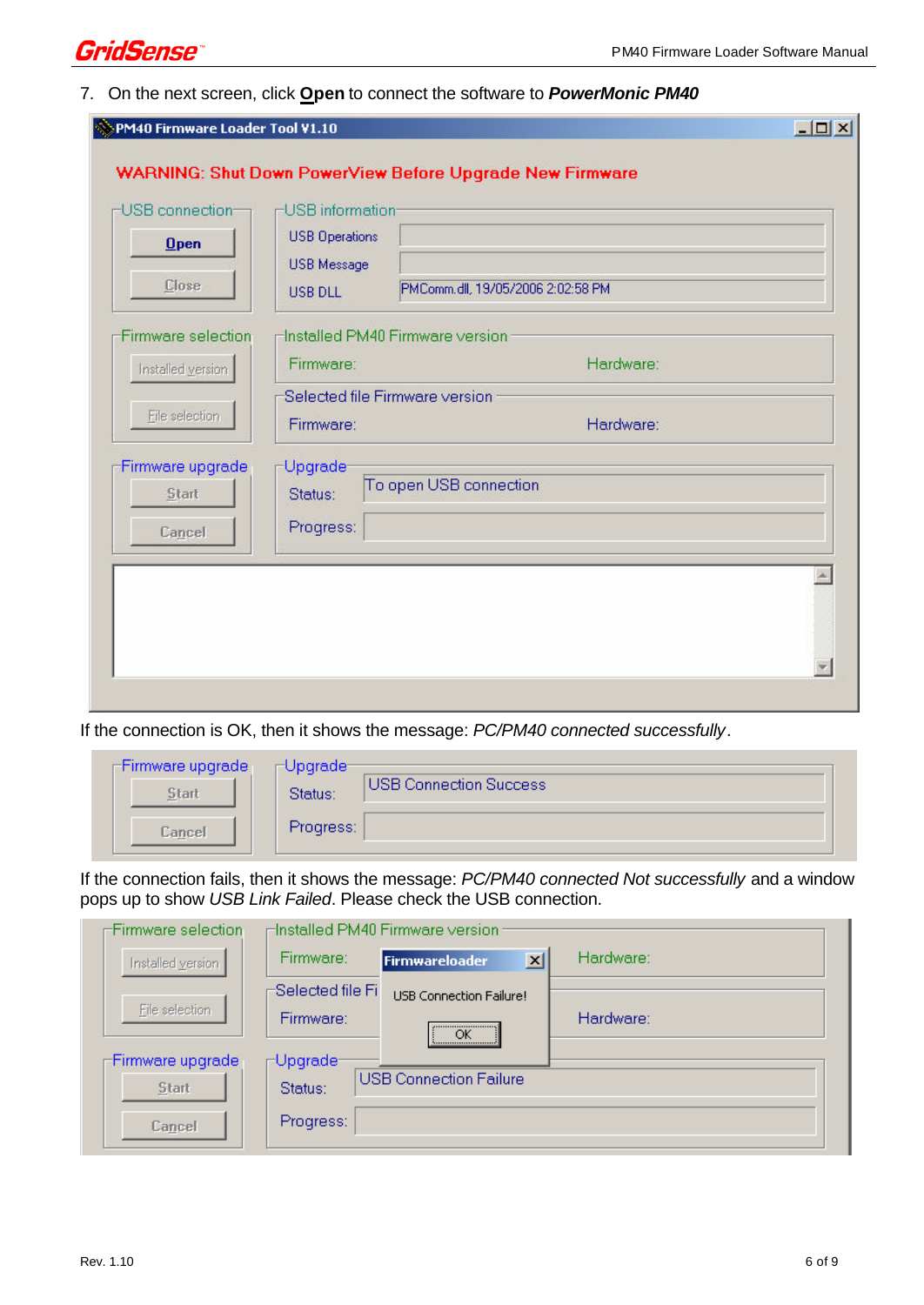7. On the next screen, click **Open** to connect the software to ***PowerMonic PM40***

If the connection is OK, then it shows the message: *PC/PM40 connected successfully*.

If the connection fails, then it shows the message: *PC/PM40 connected Not successfully* and a window pops up to show *USB Link Failed*. Please check the USB connection.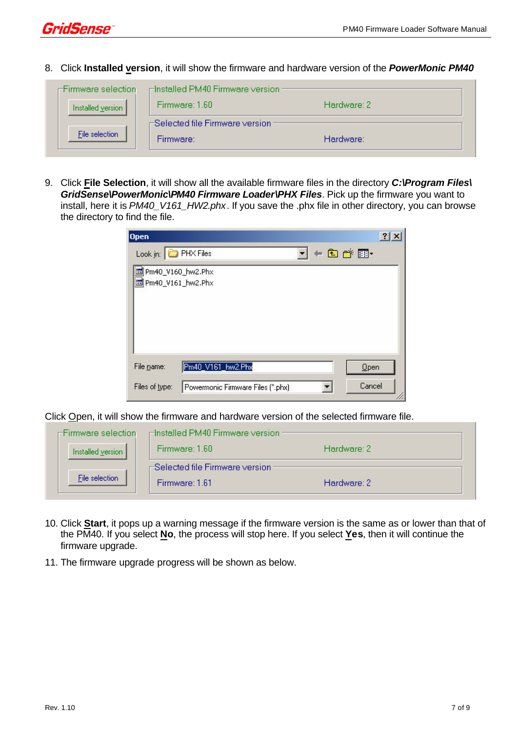8. Click **Installed version**, it will show the firmware and hardware version of the ***PowerMonic PM40***

9. Click **File Selection**, it will show all the available firmware files in the directory ***C:\Program Files\GridSense\PowerMonic\PM40 Firmware Loader\PHX Files***. Pick up the firmware you want to install, here it is *PM40_V161_HW2.phx*. If you save the .phx file in other directory, you can browse the directory to find the file.

Click Open, it will show the firmware and hardware version of the selected firmware file.

10. Click **Start**, it pops up a warning message if the firmware version is the same as or lower than that of the PM40. If you select **No**, the process will stop here. If you select **Yes**, then it will continue the firmware upgrade.

11. The firmware upgrade progress will be shown as below.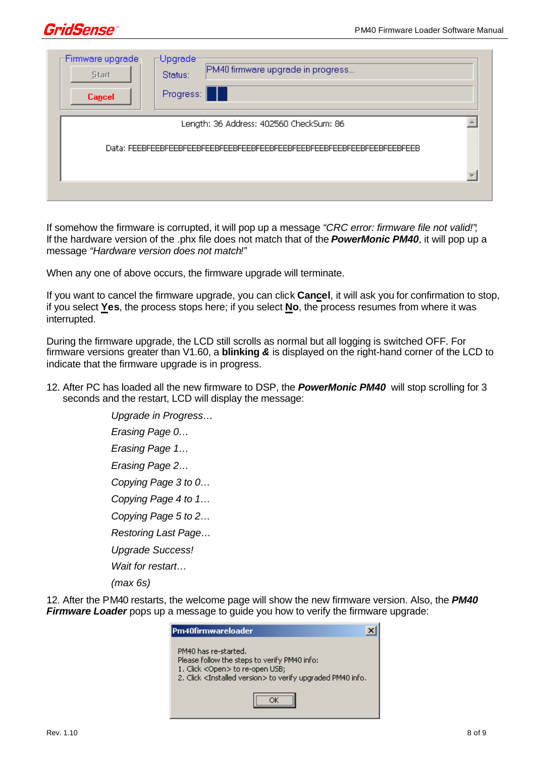Firmware upgrade | Upgrade

Start | Status: PM40 firmware upgrade in progress...

Cancel | Progress:

Length: 36 Address: 402560 CheckSum: 86

Data: FEEBFEEBFEEBFEEBFEEBFEEBFEEBFEEBFEEBFEEBFEEBFEEBFEEBFEEBFEEBFEEBFEEBFEEB

If somehow the firmware is corrupted, it will pop up a message *"CRC error: firmware file not valid!"*; If the hardware version of the .phx file does not match that of the ***PowerMonic PM40***, it will pop up a message *"Hardware version does not match!"*

When any one of above occurs, the firmware upgrade will terminate.

If you want to cancel the firmware upgrade, you can click **Cancel**, it will ask you for confirmation to stop, if you select **Yes**, the process stops here; if you select **No**, the process resumes from where it was interrupted.

During the firmware upgrade, the LCD still scrolls as normal but all logging is switched OFF. For firmware versions greater than V1.60, a **blinking** ***&*** is displayed on the right-hand corner of the LCD to indicate that the firmware upgrade is in progress.

12. After PC has loaded all the new firmware to DSP, the ***PowerMonic PM40*** will stop scrolling for 3 seconds and the restart, LCD will display the message:

    *Upgrade in Progress…*

    *Erasing Page 0…*

    *Erasing Page 1…*

    *Erasing Page 2…*

    *Copying Page 3 to 0…*

    *Copying Page 4 to 1…*

    *Copying Page 5 to 2…*

    *Restoring Last Page…*

    *Upgrade Success!*

    *Wait for restart…*

    *(max 6s)*

12. After the PM40 restarts, the welcome page will show the new firmware version. Also, the ***PM40 Firmware Loader*** pops up a message to guide you how to verify the firmware upgrade:

Pm40firmwareloader

PM40 has re-started.
Please follow the steps to verify PM40 info:
1. Click <Open> to re-open USB;
2. Click <Installed version> to verify upgraded PM40 info.

OK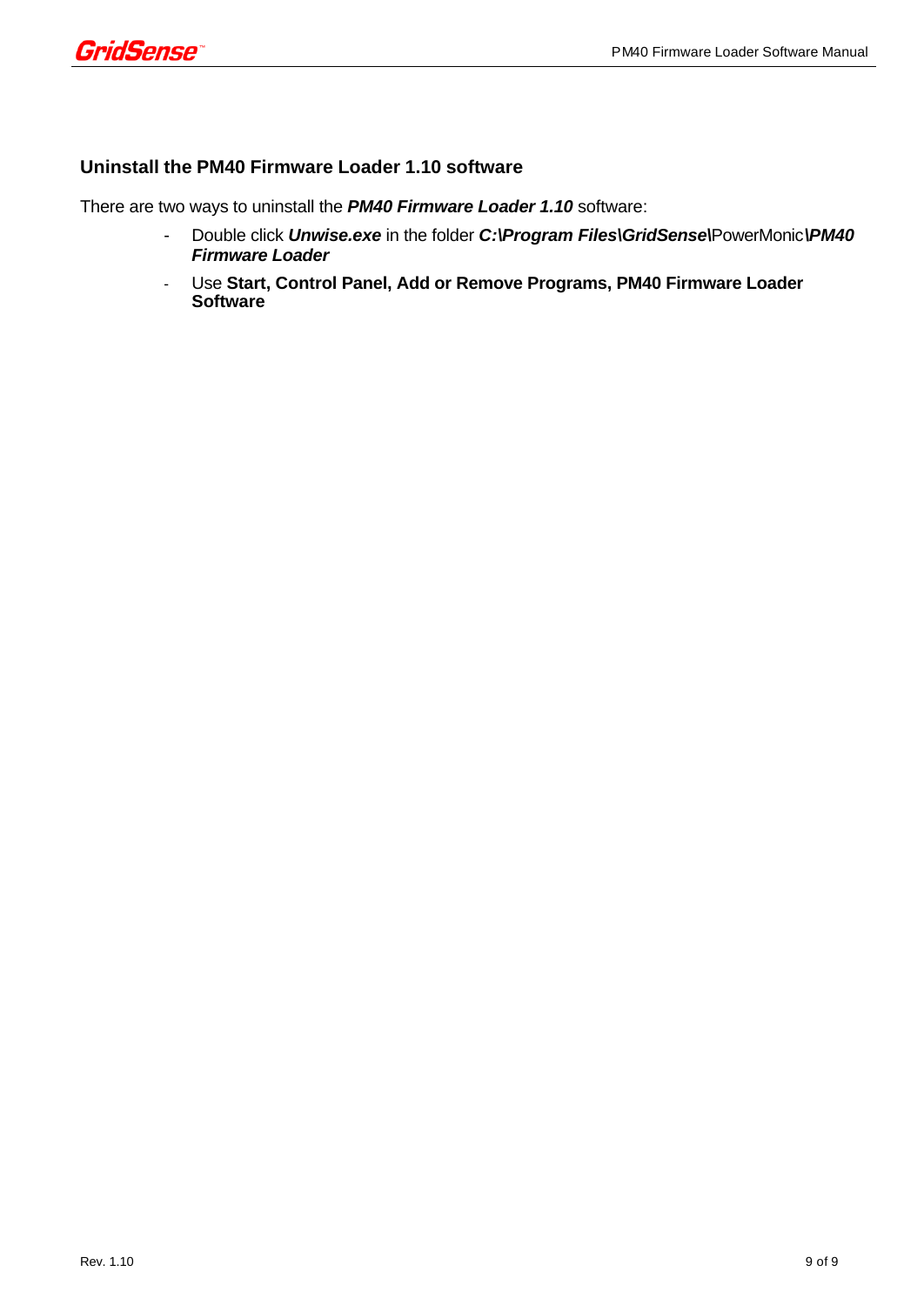### Uninstall the PM40 Firmware Loader 1.10 software

There are two ways to uninstall the ***PM40 Firmware Loader 1.10*** software:

- Double click ***Unwise.exe*** in the folder ***C:\Program Files\GridSense\\***PowerMonic***\PM40 Firmware Loader***
- Use **Start, Control Panel, Add or Remove Programs, PM40 Firmware Loader Software**